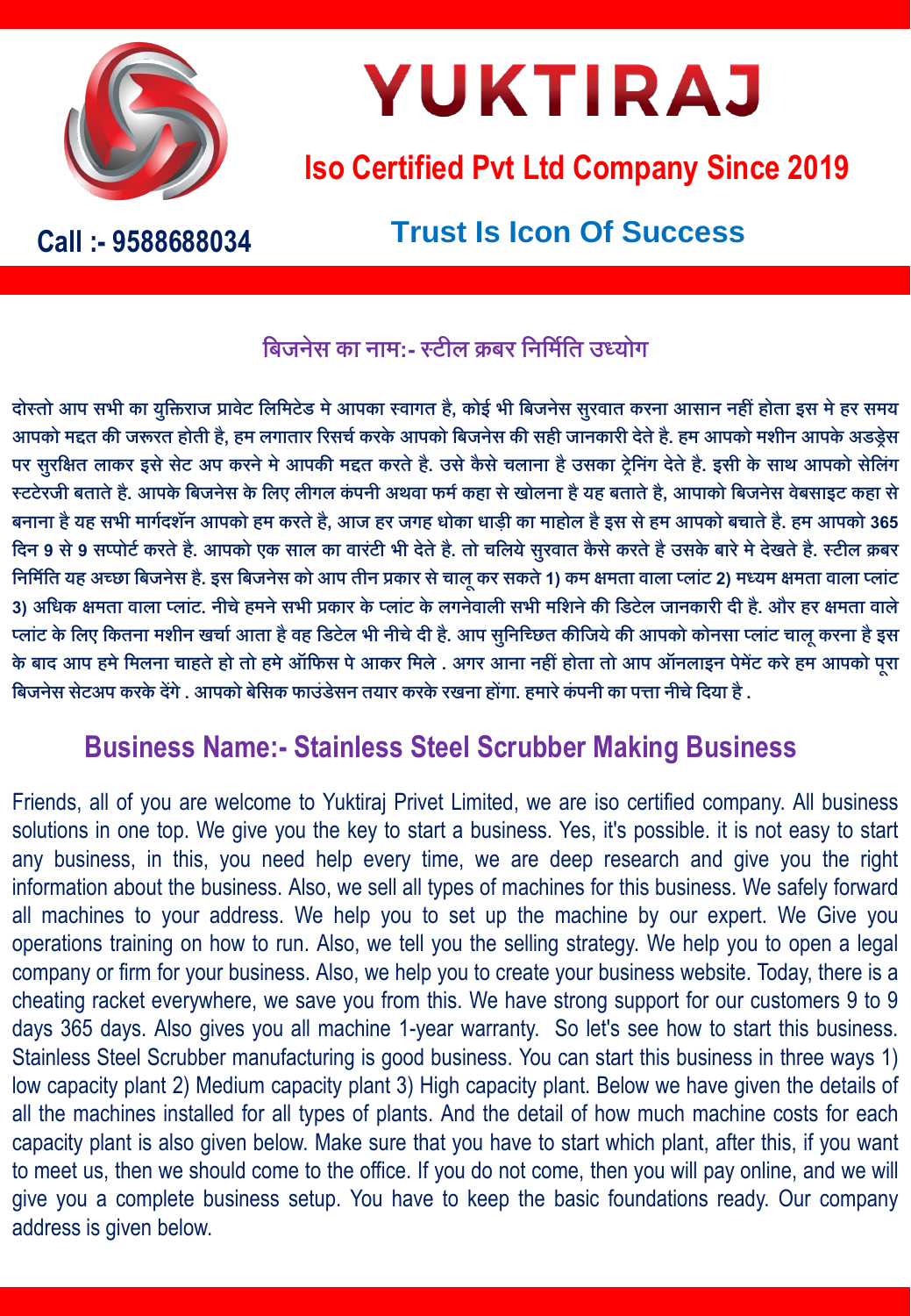# YUKTIRAJ

## Iso Certified Pvt Ltd Company Since 2019

Call :- 9588688034

### Trust Is Icon Of Success

## बिजनेस का नाम:- स्टील क्रबर निर्मिति उध्योग

दोस्तो आप सभी का युक्तिराज प्रावेट लिमिटेड मे आपका स्वागत है, कोई भी बिजनेस सुरवात करना आसान नहीं होता इस मे हर समय आपको मद्दत की जरूरत होती है, हम लगातार रिसर्च करके आपको बिजनेस की सही जानकारी देते है. हम आपको मशीन आपके अडड्रेस पर सुरक्षित लाकर इसे सेट अप करने मे आपकी मद्दत करते है. उसे कैसे चलाना है उसका ट्रेनिंग देते है. इसी के साथ आपको सेलिंग स्टटेरजी बताते है. आपके बिजनेस के लिए लीगल कंपनी अथवा फर्म कहा से खोलना है यह बताते है, आपाको बिजनेस वेबसाइट कहा से बनाना है यह सभी मार्गदर्शन आपको हम करते है, आज हर जगह धोका धाड़ी का माहोल है इस से हम आपको बचाते है. हम आपको 365 दिन 9 से 9 सप्पोर्ट करते है. आपको एक साल का वारंटी भी देते है. तो चलिये सुरवात कैसे करते है उसके बारे मे देखते है. स्टील क्रबर निर्मिति यह अच्छा बिजनेस है. इस बिजनेस को आप तीन प्रकार से चालू कर सकते 1) कम क्षमता वाला प्लांट 2) मध्यम क्षमता वाला प्लांट 3) अधिक क्षमता वाला प्लांट. नीचे हमने सभी प्रकार के प्लांट के लगनेवाली सभी मशिने की डिटेल जानकारी दी है. और हर क्षमता वाले प्लांट के लिए कितना मशीन खर्चा आता है वह डिटेल भी नीचे दी है. आप सुनिच्छित कीजिये की आपको कोनसा प्लांट चालू करना है इस के बाद आप हमे मिलना चाहते हो तो हमे ऑफिस पे आकर मिले . अगर आना नहीं होता तो आप ऑनलाइन पेमेंट करे हम आपको पूरा बिजनेस सेटअप करके देंगे . आपको बेसिक फाउंडेसन तयार करके रखना होंगा. हमारे कंपनी का पत्ता नीचे दिया है .

## Business Name:- Stainless Steel Scrubber Making Business

Friends, all of you are welcome to Yuktiraj Privet Limited, we are iso certified company. All business solutions in one top. We give you the key to start a business. Yes, it's possible. it is not easy to start any business, in this, you need help every time, we are deep research and give you the right information about the business. Also, we sell all types of machines for this business. We safely forward all machines to your address. We help you to set up the machine by our expert. We Give you operations training on how to run. Also, we tell you the selling strategy. We help you to open a legal company or firm for your business. Also, we help you to create your business website. Today, there is a cheating racket everywhere, we save you from this. We have strong support for our customers 9 to 9 days 365 days. Also gives you all machine 1-year warranty. So let's see how to start this business. Stainless Steel Scrubber manufacturing is good business. You can start this business in three ways 1) low capacity plant 2) Medium capacity plant 3) High capacity plant. Below we have given the details of all the machines installed for all types of plants. And the detail of how much machine costs for each capacity plant is also given below. Make sure that you have to start which plant, after this, if you want to meet us, then we should come to the office. If you do not come, then you will pay online, and we will give you a complete business setup. You have to keep the basic foundations ready. Our company address is given below.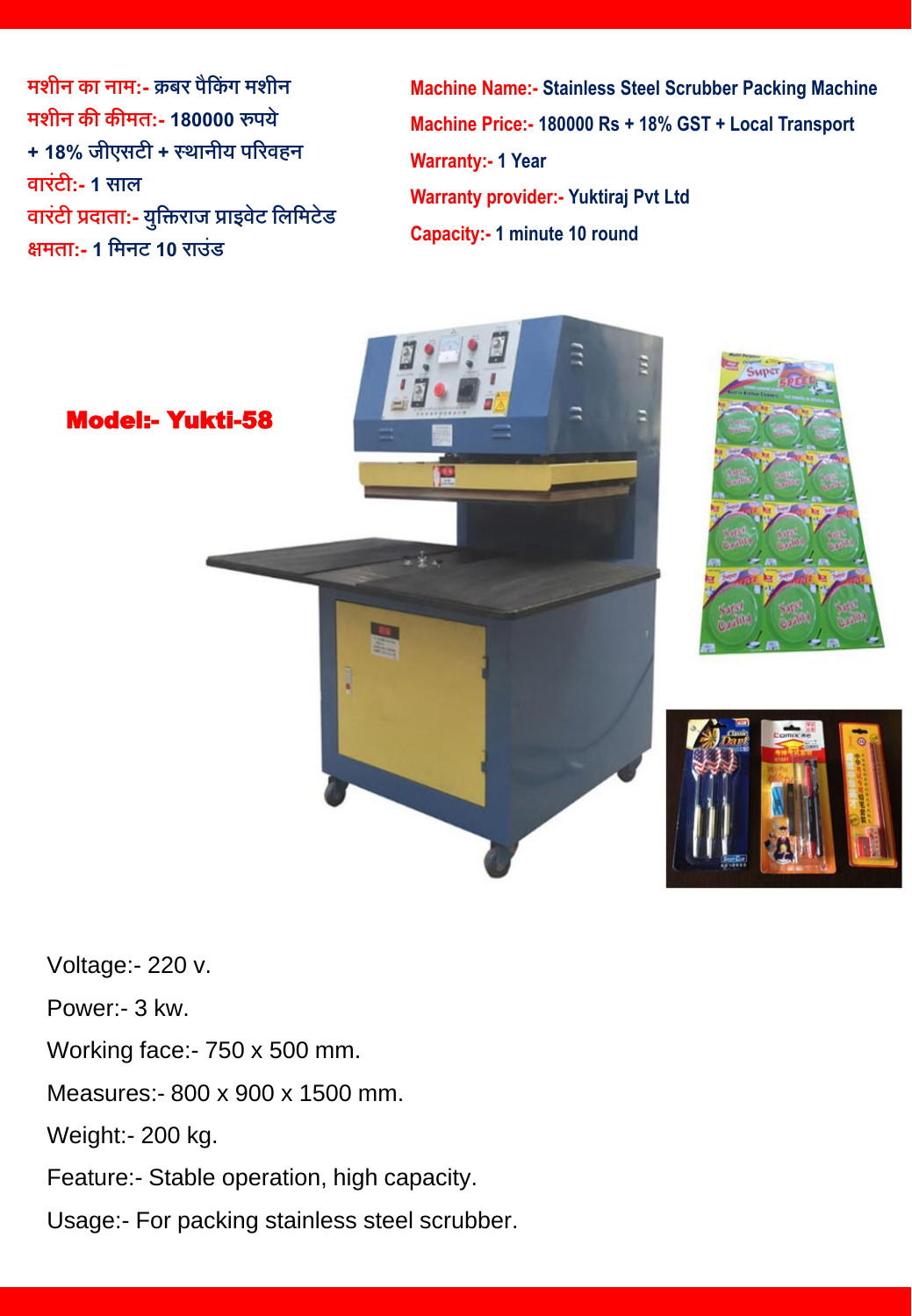**मशीन का नाम:-** स्क्रबर पैकिंग मशीन
**मशीन की कीमत:-** 180000 रुपये + 18% जीएसटी + स्थानीय परिवहन
**वारंटी:-** 1 साल
**वारंटी प्रदाता:-** युक्तिराज प्राइवेट लिमिटेड
**क्षमता:-** 1 मिनट 10 राउंड

**Machine Name:-** Stainless Steel Scrubber Packing Machine
**Machine Price:-** 180000 Rs + 18% GST + Local Transport
**Warranty:-** 1 Year
**Warranty provider:-** Yuktiraj Pvt Ltd
**Capacity:-** 1 minute 10 round

**Model:- Yukti-58**

Voltage:- 220 v.

Power:- 3 kw.

Working face:- 750 x 500 mm.

Measures:- 800 x 900 x 1500 mm.

Weight:- 200 kg.

Feature:- Stable operation, high capacity.

Usage:- For packing stainless steel scrubber.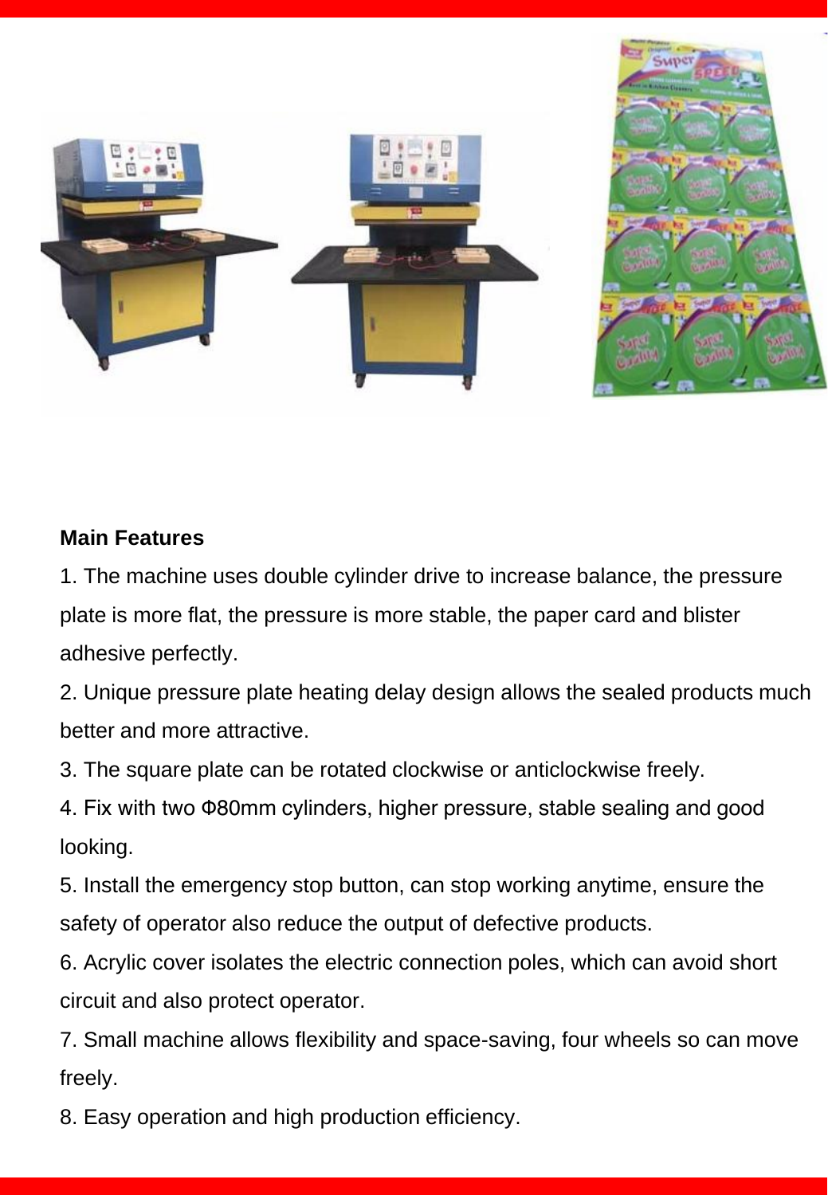**Main Features**

1. The machine uses double cylinder drive to increase balance, the pressure plate is more flat, the pressure is more stable, the paper card and blister adhesive perfectly.
2. Unique pressure plate heating delay design allows the sealed products much better and more attractive.
3. The square plate can be rotated clockwise or anticlockwise freely.
4. Fix with two Φ80mm cylinders, higher pressure, stable sealing and good looking.
5. Install the emergency stop button, can stop working anytime, ensure the safety of operator also reduce the output of defective products.
6. Acrylic cover isolates the electric connection poles, which can avoid short circuit and also protect operator.
7. Small machine allows flexibility and space-saving, four wheels so can move freely.
8. Easy operation and high production efficiency.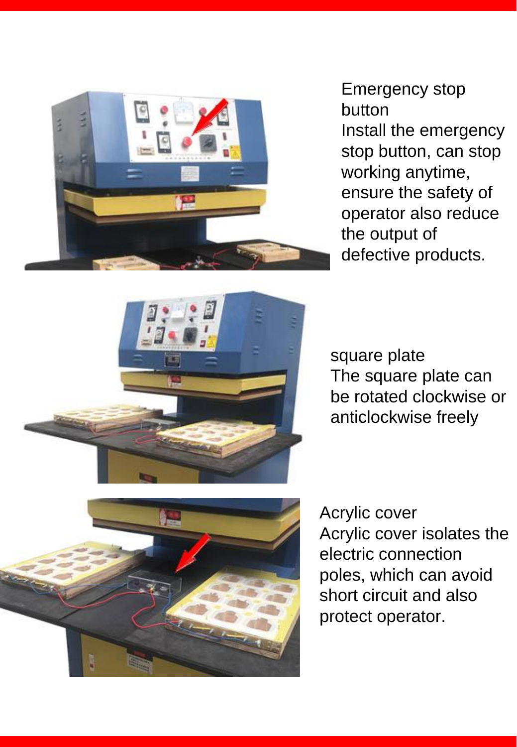Emergency stop button

Install the emergency stop button, can stop working anytime, ensure the safety of operator also reduce the output of defective products.

square plate

The square plate can be rotated clockwise or anticlockwise freely

Acrylic cover

Acrylic cover isolates the electric connection poles, which can avoid short circuit and also protect operator.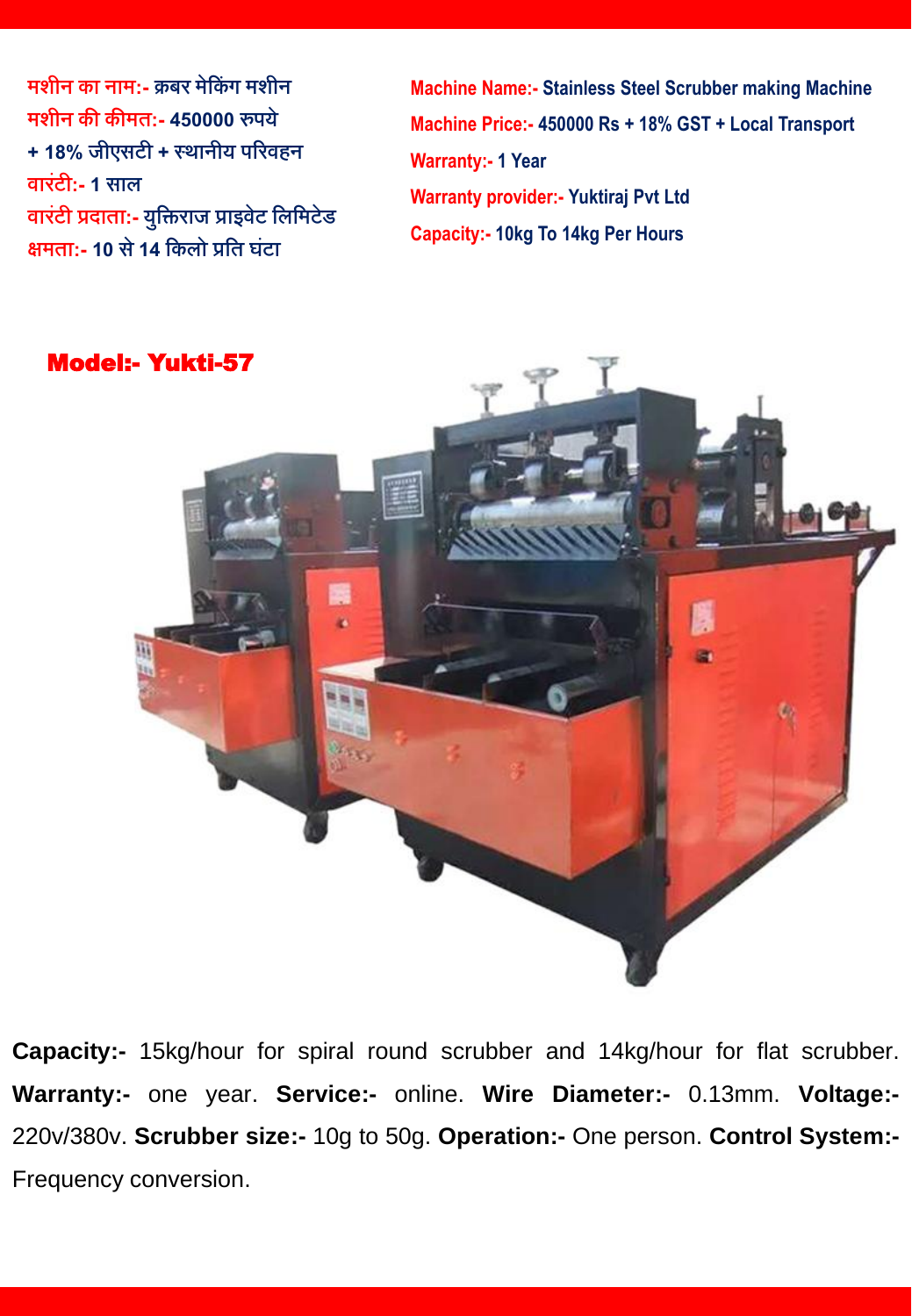**मशीन का नाम:-** क्रबर मेकिंग मशीन
**मशीन की कीमत:-** 450000 रुपये + 18% जीएसटी + स्थानीय परिवहन
**वारंटी:-** 1 साल
**वारंटी प्रदाता:-** युक्तिराज प्राइवेट लिमिटेड
**क्षमता:-** 10 से 14 किलो प्रति घंटा

**Machine Name:-** Stainless Steel Scrubber making Machine
**Machine Price:-** 450000 Rs + 18% GST + Local Transport
**Warranty:-** 1 Year
**Warranty provider:-** Yuktiraj Pvt Ltd
**Capacity:-** 10kg To 14kg Per Hours

## Model:- Yukti-57

**Capacity:-** 15kg/hour for spiral round scrubber and 14kg/hour for flat scrubber. **Warranty:-** one year. **Service:-** online. **Wire Diameter:-** 0.13mm. **Voltage:-** 220v/380v. **Scrubber size:-** 10g to 50g. **Operation:-** One person. **Control System:-** Frequency conversion.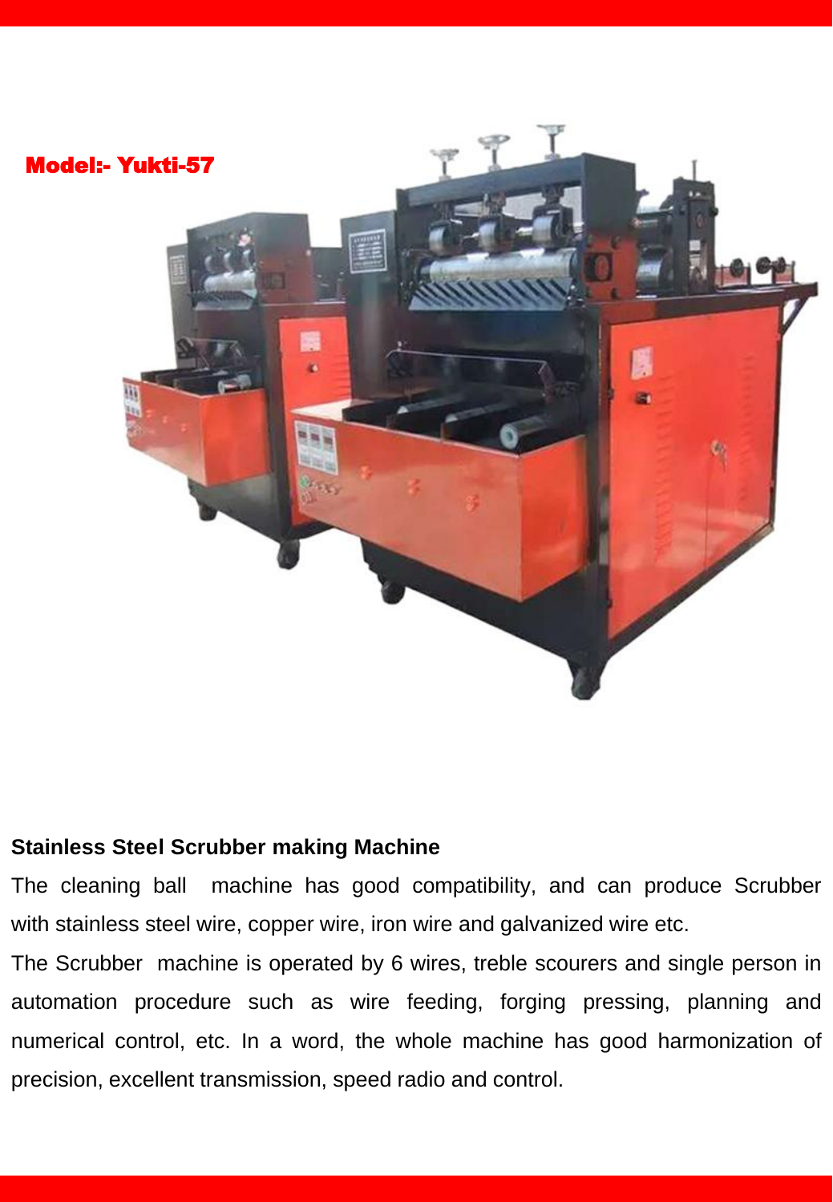**Model:- Yukti-57**

**Stainless Steel Scrubber making Machine**

The cleaning ball machine has good compatibility, and can produce Scrubber with stainless steel wire, copper wire, iron wire and galvanized wire etc.

The Scrubber machine is operated by 6 wires, treble scourers and single person in automation procedure such as wire feeding, forging pressing, planning and numerical control, etc. In a word, the whole machine has good harmonization of precision, excellent transmission, speed radio and control.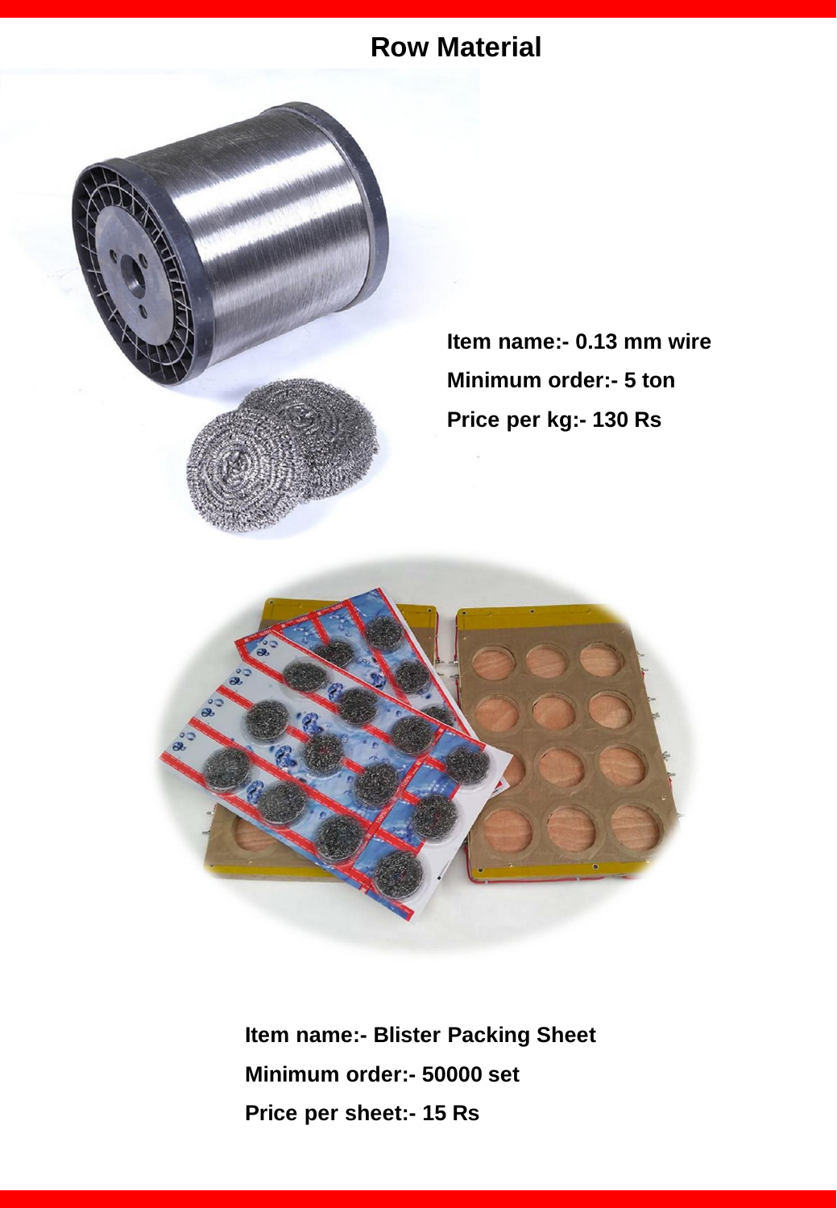# Row Material

**Item name:- 0.13 mm wire**

**Minimum order:- 5 ton**

**Price per kg:- 130 Rs**

**Item name:- Blister Packing Sheet**

**Minimum order:- 50000 set**

**Price per sheet:- 15 Rs**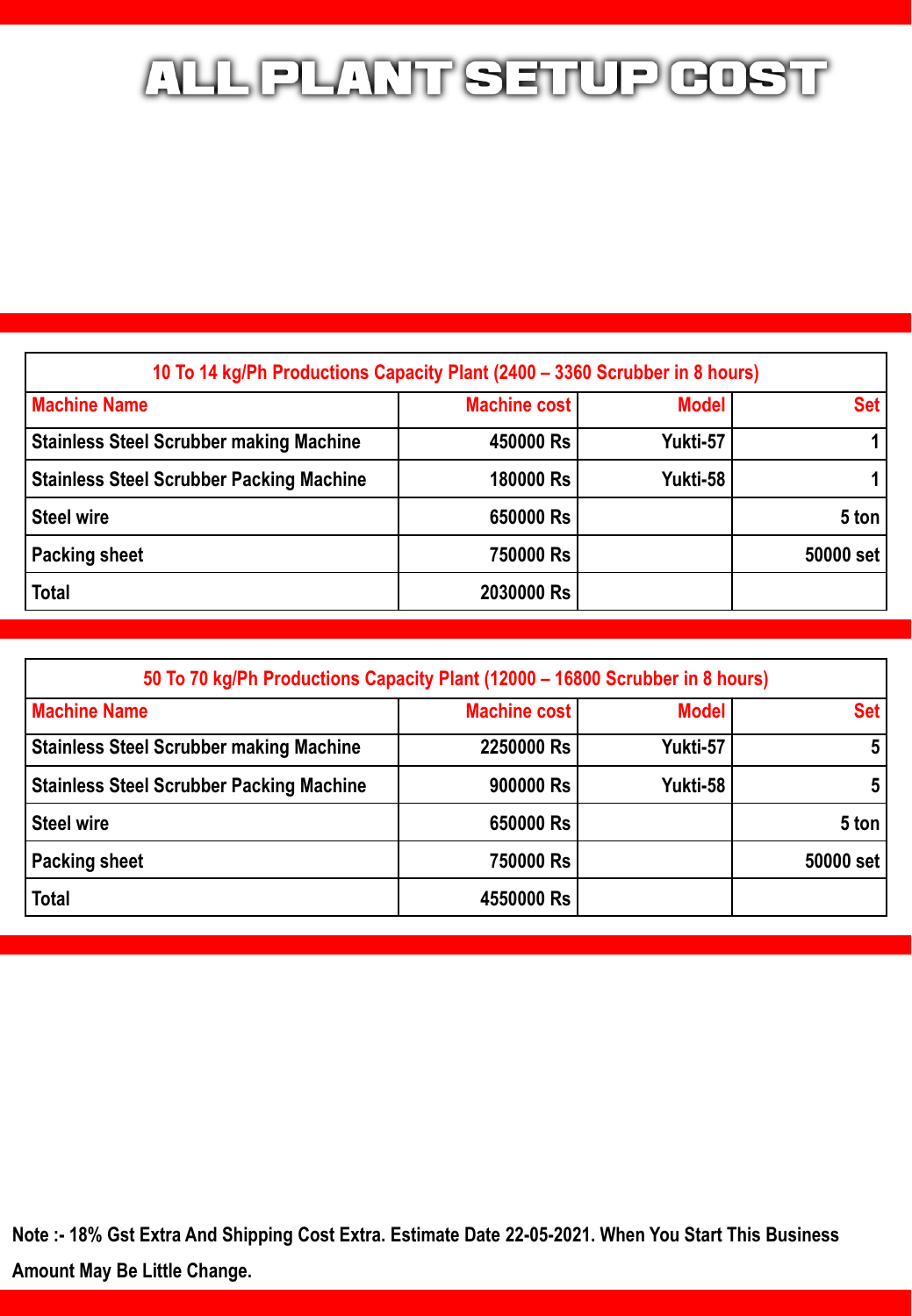# ALL PLANT SETUP COST

| 10 To 14 kg/Ph Productions Capacity Plant (2400 – 3360 Scrubber in 8 hours) | | | |
|---|---|---|---|
| Machine Name | Machine cost | Model | Set |
| Stainless Steel Scrubber making Machine | 450000 Rs | Yukti-57 | 1 |
| Stainless Steel Scrubber Packing Machine | 180000 Rs | Yukti-58 | 1 |
| Steel wire | 650000 Rs | | 5 ton |
| Packing sheet | 750000 Rs | | 50000 set |
| Total | 2030000 Rs | | |

| 50 To 70 kg/Ph Productions Capacity Plant (12000 – 16800 Scrubber in 8 hours) | | | |
|---|---|---|---|
| Machine Name | Machine cost | Model | Set |
| Stainless Steel Scrubber making Machine | 2250000 Rs | Yukti-57 | 5 |
| Stainless Steel Scrubber Packing Machine | 900000 Rs | Yukti-58 | 5 |
| Steel wire | 650000 Rs | | 5 ton |
| Packing sheet | 750000 Rs | | 50000 set |
| Total | 4550000 Rs | | |

**Note :- 18% Gst Extra And Shipping Cost Extra. Estimate Date 22-05-2021. When You Start This Business Amount May Be Little Change.**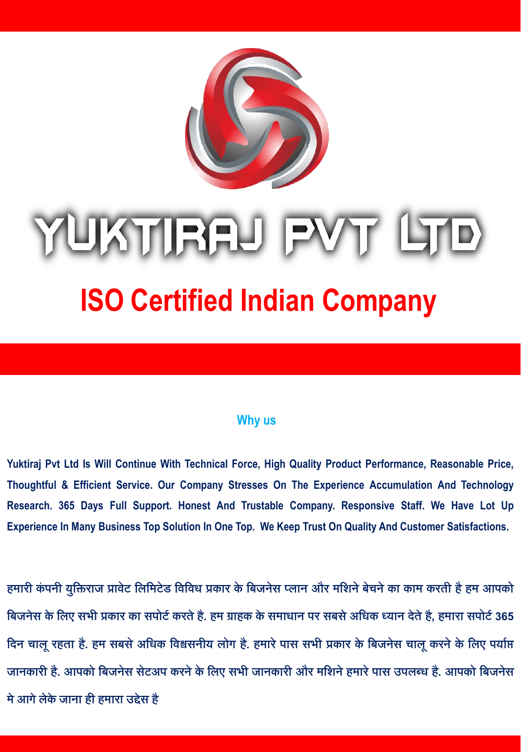# YUKTIRAJ PVT LTD

## ISO Certified Indian Company

### Why us

**Yuktiraj Pvt Ltd Is Will Continue With Technical Force, High Quality Product Performance, Reasonable Price, Thoughtful & Efficient Service. Our Company Stresses On The Experience Accumulation And Technology Research. 365 Days Full Support. Honest And Trustable Company. Responsive Staff. We Have Lot Up Experience In Many Business Top Solution In One Top. We Keep Trust On Quality And Customer Satisfactions.**

हमारी कंपनी युक्तिराज प्रावेट लिमिटेड विविध प्रकार के बिजनेस प्लान और मशिने बेचने का काम करती है हम आपको बिजनेस के लिए सभी प्रकार का सपोर्ट करते है. हम ग्राहक के समाधान पर सबसे अधिक ध्यान देते है, हमारा सपोर्ट 365 दिन चालू रहता है. हम सबसे अधिक विश्वसनीय लोग है. हमारे पास सभी प्रकार के बिजनेस चालू करने के लिए पर्याप्त जानकारी है. आपको बिजनेस सेटअप करने के लिए सभी जानकारी और मशिने हमारे पास उपलब्ध है. आपको बिजनेस मे आगे लेके जाना ही हमारा उद्देस है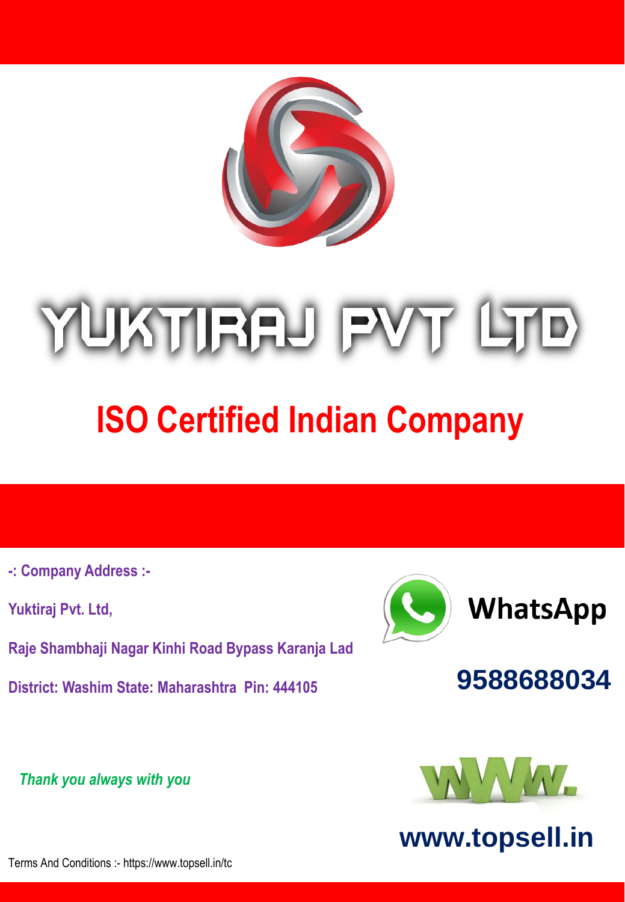# YUKTIRAJ PVT LTD

## ISO Certified Indian Company

-: Company Address :-

Yuktiraj Pvt. Ltd,

Raje Shambhaji Nagar Kinhi Road Bypass Karanja Lad

District: Washim State: Maharashtra Pin: 444105

WhatsApp

9588688034

*Thank you always with you*

www.topsell.in

Terms And Conditions :- https://www.topsell.in/tc